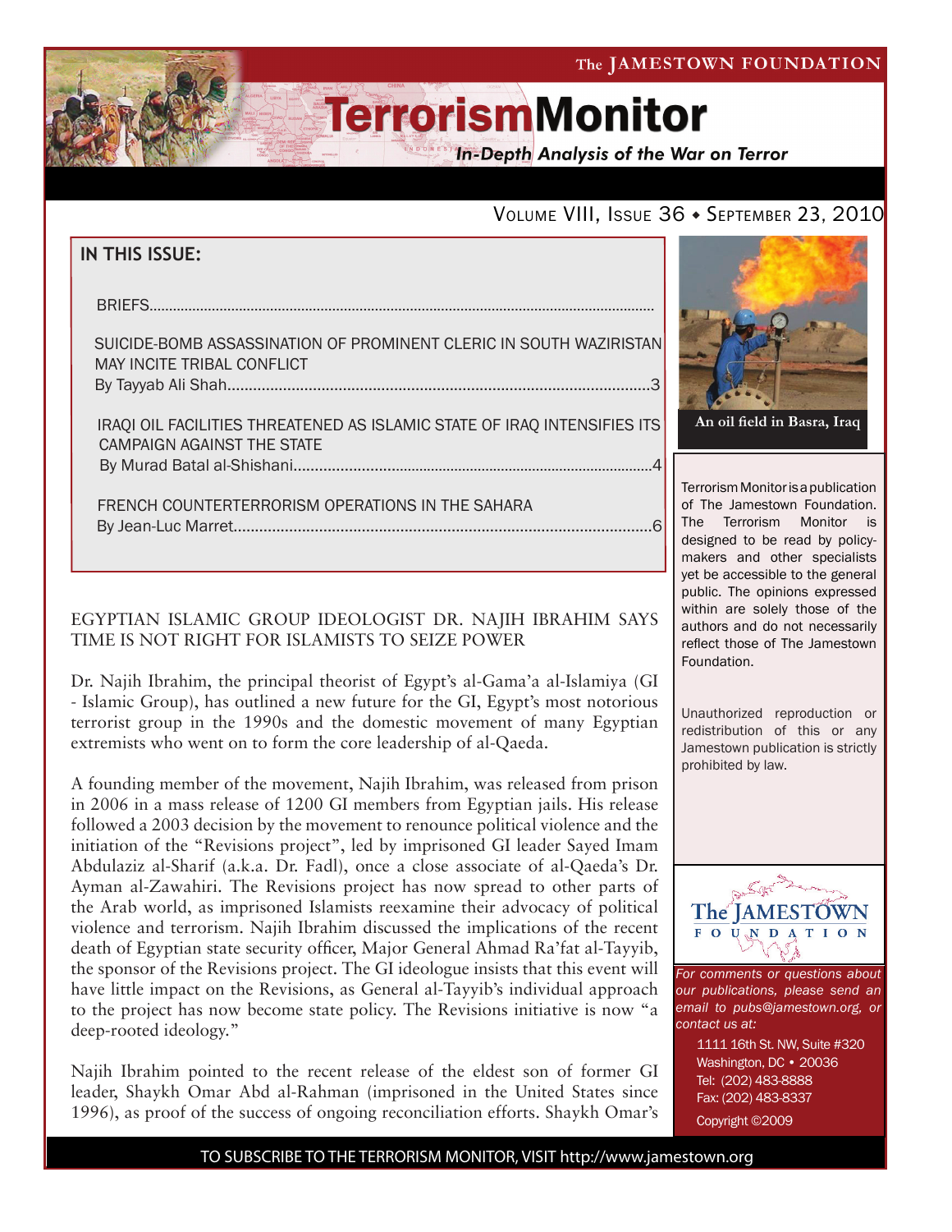The JAMESTOWN FOUNDATION

# TerrorismMonitor

*In-Depth Analysis of the War on Terror*

Volume VIII, Issue 36 ♦ September 23, 2010

## IN THIS ISSUE:

BRIEFS..............................................................................................................................

SUICIDE-BOMB ASSASSINATION OF PROMINENT CLERIC IN SOUTH WAZIRISTAN MAY INCITE TRIBAL CONFLICT
By Tayyab Ali Shah..................................................................................................3

IRAQI OIL FACILITIES THREATENED AS ISLAMIC STATE OF IRAQ INTENSIFIES ITS CAMPAIGN AGAINST THE STATE
By Murad Batal al-Shishani........................................................................................4

FRENCH COUNTERTERRORISM OPERATIONS IN THE SAHARA
By Jean-Luc Marret.................................................................................................6

An oil field in Basra, Iraq

Terrorism Monitor is a publication of The Jamestown Foundation. The Terrorism Monitor is designed to be read by policy-makers and other specialists yet be accessible to the general public. The opinions expressed within are solely those of the authors and do not necessarily reflect those of The Jamestown Foundation.

Unauthorized reproduction or redistribution of this or any Jamestown publication is strictly prohibited by law.

## EGYPTIAN ISLAMIC GROUP IDEOLOGIST DR. NAJIH IBRAHIM SAYS TIME IS NOT RIGHT FOR ISLAMISTS TO SEIZE POWER

Dr. Najih Ibrahim, the principal theorist of Egypt's al-Gama'a al-Islamiya (GI - Islamic Group), has outlined a new future for the GI, Egypt's most notorious terrorist group in the 1990s and the domestic movement of many Egyptian extremists who went on to form the core leadership of al-Qaeda.

A founding member of the movement, Najih Ibrahim, was released from prison in 2006 in a mass release of 1200 GI members from Egyptian jails. His release followed a 2003 decision by the movement to renounce political violence and the initiation of the "Revisions project", led by imprisoned GI leader Sayed Imam Abdulaziz al-Sharif (a.k.a. Dr. Fadl), once a close associate of al-Qaeda's Dr. Ayman al-Zawahiri. The Revisions project has now spread to other parts of the Arab world, as imprisoned Islamists reexamine their advocacy of political violence and terrorism. Najih Ibrahim discussed the implications of the recent death of Egyptian state security officer, Major General Ahmad Ra'fat al-Tayyib, the sponsor of the Revisions project. The GI ideologue insists that this event will have little impact on the Revisions, as General al-Tayyib's individual approach to the project has now become state policy. The Revisions initiative is now "a deep-rooted ideology."

Najih Ibrahim pointed to the recent release of the eldest son of former GI leader, Shaykh Omar Abd al-Rahman (imprisoned in the United States since 1996), as proof of the success of ongoing reconciliation efforts. Shaykh Omar's

*For comments or questions about our publications, please send an email to pubs@jamestown.org, or contact us at:*

1111 16th St. NW, Suite #320
Washington, DC • 20036
Tel: (202) 483-8888
Fax: (202) 483-8337
Copyright ©2009

TO SUBSCRIBE TO THE TERRORISM MONITOR, VISIT http://www.jamestown.org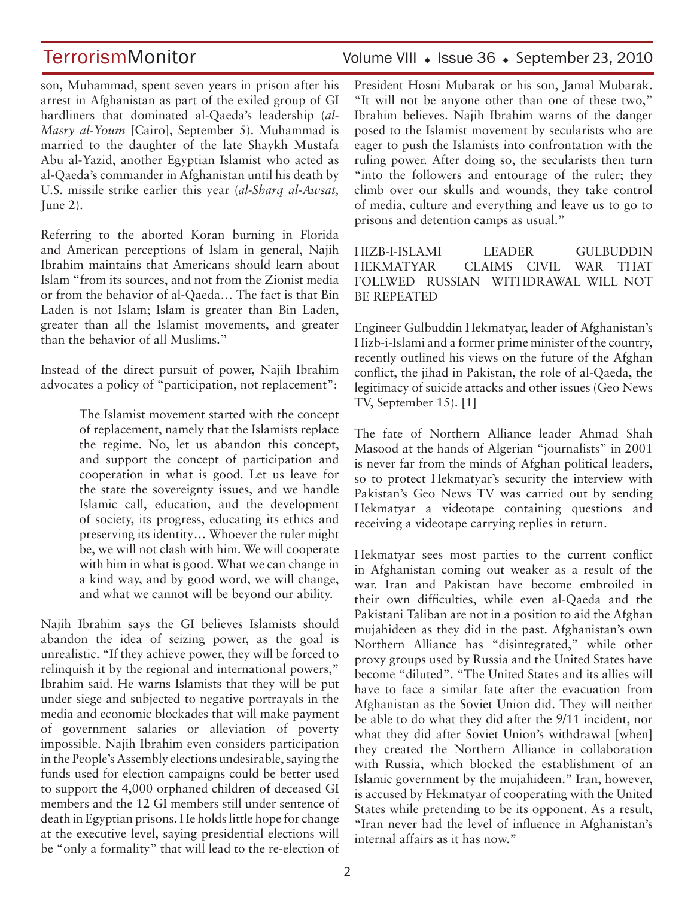son, Muhammad, spent seven years in prison after his arrest in Afghanistan as part of the exiled group of GI hardliners that dominated al-Qaeda's leadership (*al-Masry al-Youm* [Cairo], September 5). Muhammad is married to the daughter of the late Shaykh Mustafa Abu al-Yazid, another Egyptian Islamist who acted as al-Qaeda's commander in Afghanistan until his death by U.S. missile strike earlier this year (*al-Sharq al-Awsat,* June 2).

Referring to the aborted Koran burning in Florida and American perceptions of Islam in general, Najih Ibrahim maintains that Americans should learn about Islam "from its sources, and not from the Zionist media or from the behavior of al-Qaeda… The fact is that Bin Laden is not Islam; Islam is greater than Bin Laden, greater than all the Islamist movements, and greater than the behavior of all Muslims."

Instead of the direct pursuit of power, Najih Ibrahim advocates a policy of "participation, not replacement":

> The Islamist movement started with the concept of replacement, namely that the Islamists replace the regime. No, let us abandon this concept, and support the concept of participation and cooperation in what is good. Let us leave for the state the sovereignty issues, and we handle Islamic call, education, and the development of society, its progress, educating its ethics and preserving its identity… Whoever the ruler might be, we will not clash with him. We will cooperate with him in what is good. What we can change in a kind way, and by good word, we will change, and what we cannot will be beyond our ability.

Najih Ibrahim says the GI believes Islamists should abandon the idea of seizing power, as the goal is unrealistic. "If they achieve power, they will be forced to relinquish it by the regional and international powers," Ibrahim said. He warns Islamists that they will be put under siege and subjected to negative portrayals in the media and economic blockades that will make payment of government salaries or alleviation of poverty impossible. Najih Ibrahim even considers participation in the People's Assembly elections undesirable, saying the funds used for election campaigns could be better used to support the 4,000 orphaned children of deceased GI members and the 12 GI members still under sentence of death in Egyptian prisons. He holds little hope for change at the executive level, saying presidential elections will be "only a formality" that will lead to the re-election of President Hosni Mubarak or his son, Jamal Mubarak. "It will not be anyone other than one of these two," Ibrahim believes. Najih Ibrahim warns of the danger posed to the Islamist movement by secularists who are eager to push the Islamists into confrontation with the ruling power. After doing so, the secularists then turn "into the followers and entourage of the ruler; they climb over our skulls and wounds, they take control of media, culture and everything and leave us to go to prisons and detention camps as usual."

## HIZB-I-ISLAMI LEADER GULBUDDIN HEKMATYAR CLAIMS CIVIL WAR THAT FOLLWED RUSSIAN WITHDRAWAL WILL NOT BE REPEATED

Engineer Gulbuddin Hekmatyar, leader of Afghanistan's Hizb-i-Islami and a former prime minister of the country, recently outlined his views on the future of the Afghan conflict, the jihad in Pakistan, the role of al-Qaeda, the legitimacy of suicide attacks and other issues (Geo News TV, September 15). [1]

The fate of Northern Alliance leader Ahmad Shah Masood at the hands of Algerian "journalists" in 2001 is never far from the minds of Afghan political leaders, so to protect Hekmatyar's security the interview with Pakistan's Geo News TV was carried out by sending Hekmatyar a videotape containing questions and receiving a videotape carrying replies in return.

Hekmatyar sees most parties to the current conflict in Afghanistan coming out weaker as a result of the war. Iran and Pakistan have become embroiled in their own difficulties, while even al-Qaeda and the Pakistani Taliban are not in a position to aid the Afghan mujahideen as they did in the past. Afghanistan's own Northern Alliance has "disintegrated," while other proxy groups used by Russia and the United States have become "diluted". "The United States and its allies will have to face a similar fate after the evacuation from Afghanistan as the Soviet Union did. They will neither be able to do what they did after the 9/11 incident, nor what they did after Soviet Union's withdrawal [when] they created the Northern Alliance in collaboration with Russia, which blocked the establishment of an Islamic government by the mujahideen." Iran, however, is accused by Hekmatyar of cooperating with the United States while pretending to be its opponent. As a result, "Iran never had the level of influence in Afghanistan's internal affairs as it has now."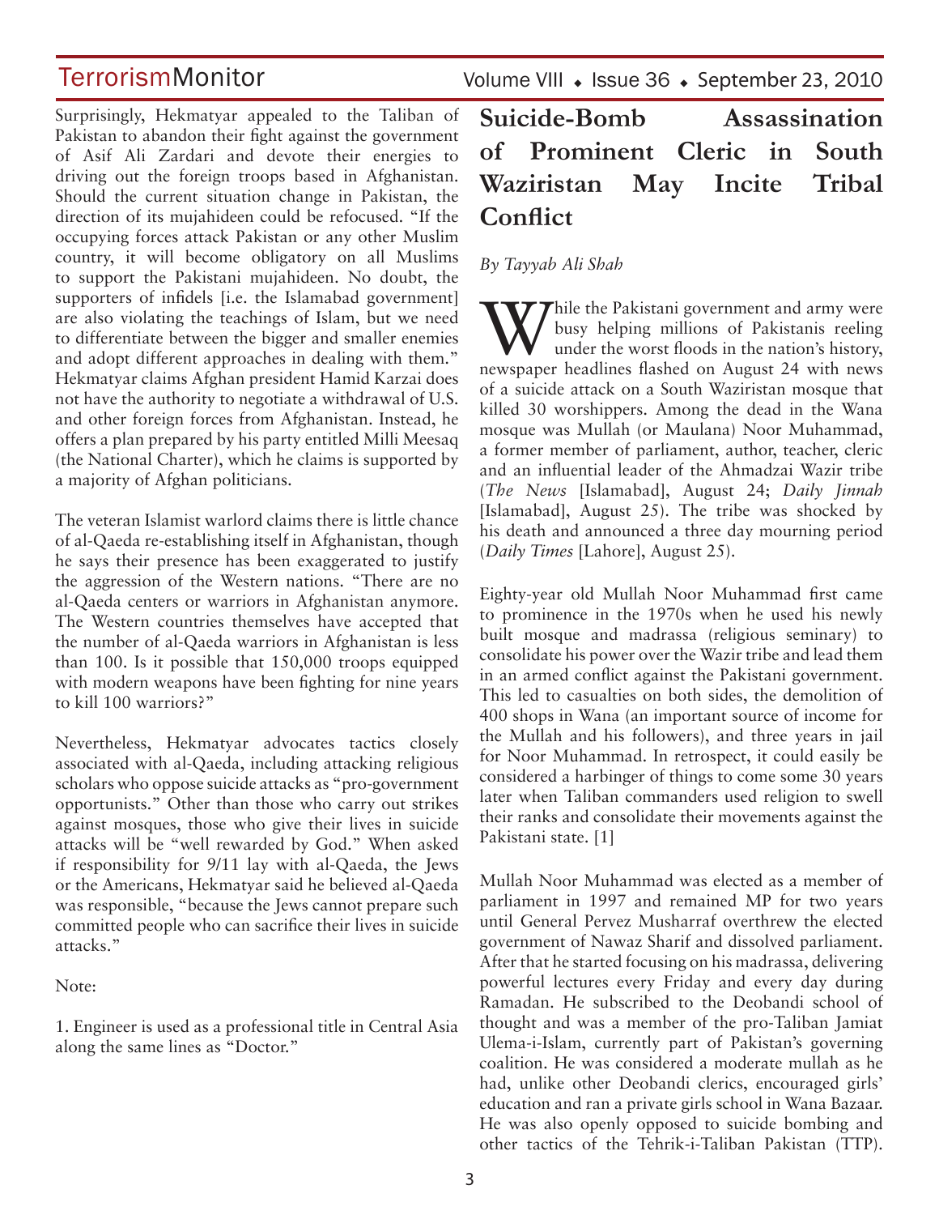Surprisingly, Hekmatyar appealed to the Taliban of Pakistan to abandon their fight against the government of Asif Ali Zardari and devote their energies to driving out the foreign troops based in Afghanistan. Should the current situation change in Pakistan, the direction of its mujahideen could be refocused. "If the occupying forces attack Pakistan or any other Muslim country, it will become obligatory on all Muslims to support the Pakistani mujahideen. No doubt, the supporters of infidels [i.e. the Islamabad government] are also violating the teachings of Islam, but we need to differentiate between the bigger and smaller enemies and adopt different approaches in dealing with them." Hekmatyar claims Afghan president Hamid Karzai does not have the authority to negotiate a withdrawal of U.S. and other foreign forces from Afghanistan. Instead, he offers a plan prepared by his party entitled Milli Meesaq (the National Charter), which he claims is supported by a majority of Afghan politicians.

The veteran Islamist warlord claims there is little chance of al-Qaeda re-establishing itself in Afghanistan, though he says their presence has been exaggerated to justify the aggression of the Western nations. "There are no al-Qaeda centers or warriors in Afghanistan anymore. The Western countries themselves have accepted that the number of al-Qaeda warriors in Afghanistan is less than 100. Is it possible that 150,000 troops equipped with modern weapons have been fighting for nine years to kill 100 warriors?"

Nevertheless, Hekmatyar advocates tactics closely associated with al-Qaeda, including attacking religious scholars who oppose suicide attacks as "pro-government opportunists." Other than those who carry out strikes against mosques, those who give their lives in suicide attacks will be "well rewarded by God." When asked if responsibility for 9/11 lay with al-Qaeda, the Jews or the Americans, Hekmatyar said he believed al-Qaeda was responsible, "because the Jews cannot prepare such committed people who can sacrifice their lives in suicide attacks."

Note:

1. Engineer is used as a professional title in Central Asia along the same lines as "Doctor."

# Suicide-Bomb Assassination of Prominent Cleric in South Waziristan May Incite Tribal Conflict

*By Tayyab Ali Shah*

While the Pakistani government and army were busy helping millions of Pakistanis reeling under the worst floods in the nation's history, newspaper headlines flashed on August 24 with news of a suicide attack on a South Waziristan mosque that killed 30 worshippers. Among the dead in the Wana mosque was Mullah (or Maulana) Noor Muhammad, a former member of parliament, author, teacher, cleric and an influential leader of the Ahmadzai Wazir tribe (*The News* [Islamabad], August 24; *Daily Jinnah* [Islamabad], August 25). The tribe was shocked by his death and announced a three day mourning period (*Daily Times* [Lahore], August 25).

Eighty-year old Mullah Noor Muhammad first came to prominence in the 1970s when he used his newly built mosque and madrassa (religious seminary) to consolidate his power over the Wazir tribe and lead them in an armed conflict against the Pakistani government. This led to casualties on both sides, the demolition of 400 shops in Wana (an important source of income for the Mullah and his followers), and three years in jail for Noor Muhammad. In retrospect, it could easily be considered a harbinger of things to come some 30 years later when Taliban commanders used religion to swell their ranks and consolidate their movements against the Pakistani state. [1]

Mullah Noor Muhammad was elected as a member of parliament in 1997 and remained MP for two years until General Pervez Musharraf overthrew the elected government of Nawaz Sharif and dissolved parliament. After that he started focusing on his madrassa, delivering powerful lectures every Friday and every day during Ramadan. He subscribed to the Deobandi school of thought and was a member of the pro-Taliban Jamiat Ulema-i-Islam, currently part of Pakistan's governing coalition. He was considered a moderate mullah as he had, unlike other Deobandi clerics, encouraged girls' education and ran a private girls school in Wana Bazaar. He was also openly opposed to suicide bombing and other tactics of the Tehrik-i-Taliban Pakistan (TTP).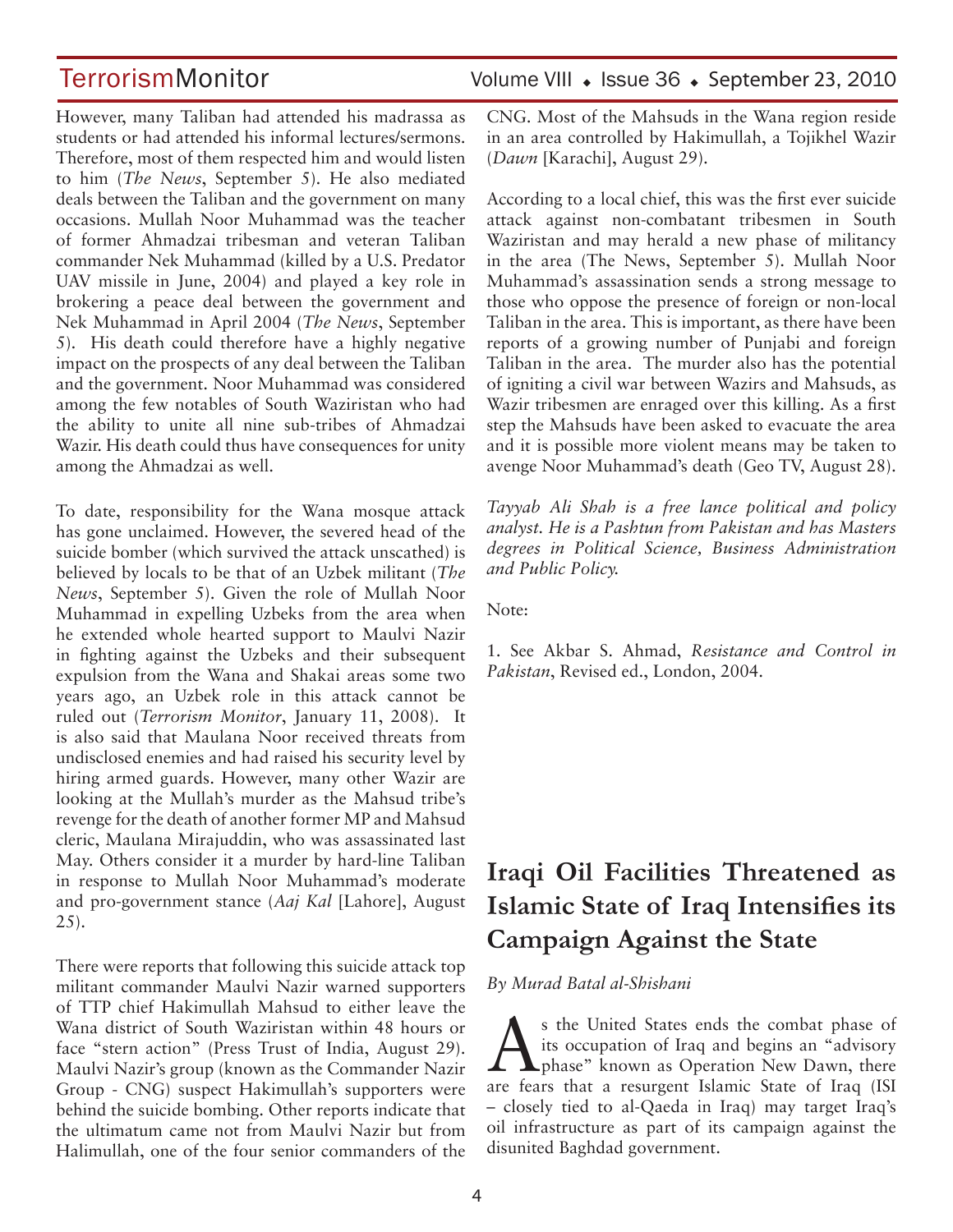However, many Taliban had attended his madrassa as students or had attended his informal lectures/sermons. Therefore, most of them respected him and would listen to him (*The News*, September 5). He also mediated deals between the Taliban and the government on many occasions. Mullah Noor Muhammad was the teacher of former Ahmadzai tribesman and veteran Taliban commander Nek Muhammad (killed by a U.S. Predator UAV missile in June, 2004) and played a key role in brokering a peace deal between the government and Nek Muhammad in April 2004 (*The News*, September 5). His death could therefore have a highly negative impact on the prospects of any deal between the Taliban and the government. Noor Muhammad was considered among the few notables of South Waziristan who had the ability to unite all nine sub-tribes of Ahmadzai Wazir. His death could thus have consequences for unity among the Ahmadzai as well.

To date, responsibility for the Wana mosque attack has gone unclaimed. However, the severed head of the suicide bomber (which survived the attack unscathed) is believed by locals to be that of an Uzbek militant (*The News*, September 5). Given the role of Mullah Noor Muhammad in expelling Uzbeks from the area when he extended whole hearted support to Maulvi Nazir in fighting against the Uzbeks and their subsequent expulsion from the Wana and Shakai areas some two years ago, an Uzbek role in this attack cannot be ruled out (*Terrorism Monitor*, January 11, 2008). It is also said that Maulana Noor received threats from undisclosed enemies and had raised his security level by hiring armed guards. However, many other Wazir are looking at the Mullah's murder as the Mahsud tribe's revenge for the death of another former MP and Mahsud cleric, Maulana Mirajuddin, who was assassinated last May. Others consider it a murder by hard-line Taliban in response to Mullah Noor Muhammad's moderate and pro-government stance (*Aaj Kal* [Lahore], August 25).

There were reports that following this suicide attack top militant commander Maulvi Nazir warned supporters of TTP chief Hakimullah Mahsud to either leave the Wana district of South Waziristan within 48 hours or face "stern action" (Press Trust of India, August 29). Maulvi Nazir's group (known as the Commander Nazir Group - CNG) suspect Hakimullah's supporters were behind the suicide bombing. Other reports indicate that the ultimatum came not from Maulvi Nazir but from Halimullah, one of the four senior commanders of the CNG. Most of the Mahsuds in the Wana region reside in an area controlled by Hakimullah, a Tojikhel Wazir (*Dawn* [Karachi], August 29).

According to a local chief, this was the first ever suicide attack against non-combatant tribesmen in South Waziristan and may herald a new phase of militancy in the area (The News, September 5). Mullah Noor Muhammad's assassination sends a strong message to those who oppose the presence of foreign or non-local Taliban in the area. This is important, as there have been reports of a growing number of Punjabi and foreign Taliban in the area. The murder also has the potential of igniting a civil war between Wazirs and Mahsuds, as Wazir tribesmen are enraged over this killing. As a first step the Mahsuds have been asked to evacuate the area and it is possible more violent means may be taken to avenge Noor Muhammad's death (Geo TV, August 28).

*Tayyab Ali Shah is a free lance political and policy analyst. He is a Pashtun from Pakistan and has Masters degrees in Political Science, Business Administration and Public Policy.*

Note:

1. See Akbar S. Ahmad, *Resistance and Control in Pakistan*, Revised ed., London, 2004.

# Iraqi Oil Facilities Threatened as Islamic State of Iraq Intensifies its Campaign Against the State

*By Murad Batal al-Shishani*

As the United States ends the combat phase of its occupation of Iraq and begins an "advisory phase" known as Operation New Dawn, there are fears that a resurgent Islamic State of Iraq (ISI – closely tied to al-Qaeda in Iraq) may target Iraq's oil infrastructure as part of its campaign against the disunited Baghdad government.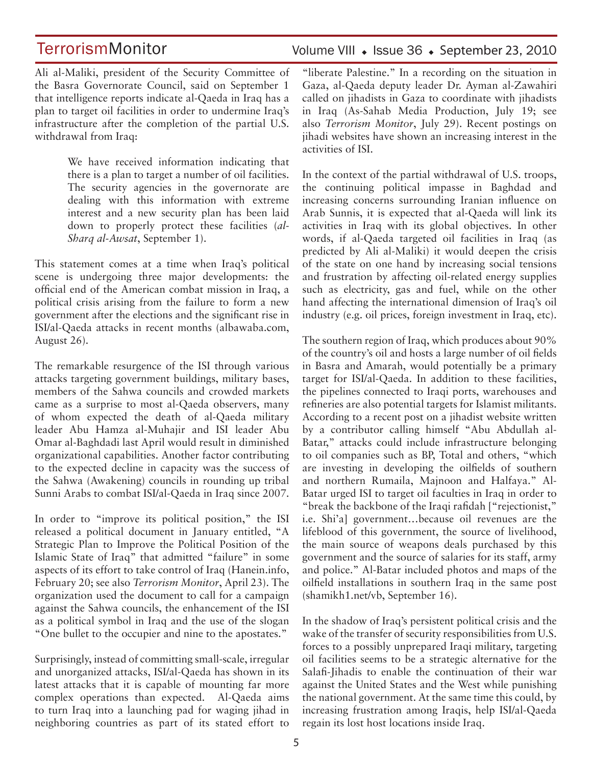Ali al-Maliki, president of the Security Committee of the Basra Governorate Council, said on September 1 that intelligence reports indicate al-Qaeda in Iraq has a plan to target oil facilities in order to undermine Iraq's infrastructure after the completion of the partial U.S. withdrawal from Iraq:

> We have received information indicating that there is a plan to target a number of oil facilities. The security agencies in the governorate are dealing with this information with extreme interest and a new security plan has been laid down to properly protect these facilities (*al-Sharq al-Awsat*, September 1).

This statement comes at a time when Iraq's political scene is undergoing three major developments: the official end of the American combat mission in Iraq, a political crisis arising from the failure to form a new government after the elections and the significant rise in ISI/al-Qaeda attacks in recent months (albawaba.com, August 26).

The remarkable resurgence of the ISI through various attacks targeting government buildings, military bases, members of the Sahwa councils and crowded markets came as a surprise to most al-Qaeda observers, many of whom expected the death of al-Qaeda military leader Abu Hamza al-Muhajir and ISI leader Abu Omar al-Baghdadi last April would result in diminished organizational capabilities. Another factor contributing to the expected decline in capacity was the success of the Sahwa (Awakening) councils in rounding up tribal Sunni Arabs to combat ISI/al-Qaeda in Iraq since 2007.

In order to "improve its political position," the ISI released a political document in January entitled, "A Strategic Plan to Improve the Political Position of the Islamic State of Iraq" that admitted "failure" in some aspects of its effort to take control of Iraq (Hanein.info, February 20; see also *Terrorism Monitor*, April 23). The organization used the document to call for a campaign against the Sahwa councils, the enhancement of the ISI as a political symbol in Iraq and the use of the slogan "One bullet to the occupier and nine to the apostates."

Surprisingly, instead of committing small-scale, irregular and unorganized attacks, ISI/al-Qaeda has shown in its latest attacks that it is capable of mounting far more complex operations than expected. Al-Qaeda aims to turn Iraq into a launching pad for waging jihad in neighboring countries as part of its stated effort to "liberate Palestine." In a recording on the situation in Gaza, al-Qaeda deputy leader Dr. Ayman al-Zawahiri called on jihadists in Gaza to coordinate with jihadists in Iraq (As-Sahab Media Production, July 19; see also *Terrorism Monitor*, July 29). Recent postings on jihadi websites have shown an increasing interest in the activities of ISI.

In the context of the partial withdrawal of U.S. troops, the continuing political impasse in Baghdad and increasing concerns surrounding Iranian influence on Arab Sunnis, it is expected that al-Qaeda will link its activities in Iraq with its global objectives. In other words, if al-Qaeda targeted oil facilities in Iraq (as predicted by Ali al-Maliki) it would deepen the crisis of the state on one hand by increasing social tensions and frustration by affecting oil-related energy supplies such as electricity, gas and fuel, while on the other hand affecting the international dimension of Iraq's oil industry (e.g. oil prices, foreign investment in Iraq, etc).

The southern region of Iraq, which produces about 90% of the country's oil and hosts a large number of oil fields in Basra and Amarah, would potentially be a primary target for ISI/al-Qaeda. In addition to these facilities, the pipelines connected to Iraqi ports, warehouses and refineries are also potential targets for Islamist militants. According to a recent post on a jihadist website written by a contributor calling himself "Abu Abdullah al-Batar," attacks could include infrastructure belonging to oil companies such as BP, Total and others, "which are investing in developing the oilfields of southern and northern Rumaila, Majnoon and Halfaya." Al-Batar urged ISI to target oil faculties in Iraq in order to "break the backbone of the Iraqi rafidah ["rejectionist," i.e. Shi'a] government…because oil revenues are the lifeblood of this government, the source of livelihood, the main source of weapons deals purchased by this government and the source of salaries for its staff, army and police." Al-Batar included photos and maps of the oilfield installations in southern Iraq in the same post (shamikh1.net/vb, September 16).

In the shadow of Iraq's persistent political crisis and the wake of the transfer of security responsibilities from U.S. forces to a possibly unprepared Iraqi military, targeting oil facilities seems to be a strategic alternative for the Salafi-Jihadis to enable the continuation of their war against the United States and the West while punishing the national government. At the same time this could, by increasing frustration among Iraqis, help ISI/al-Qaeda regain its lost host locations inside Iraq.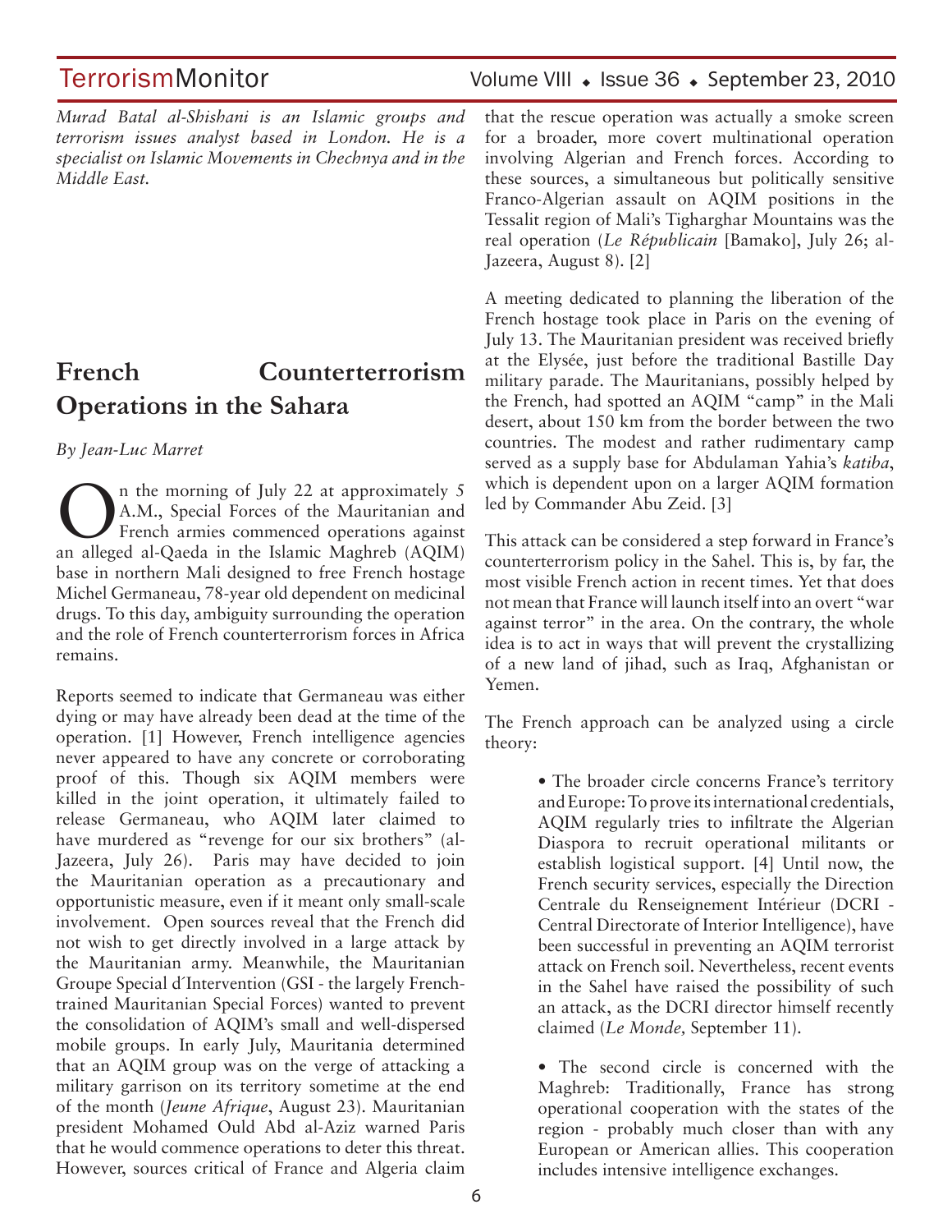*Murad Batal al-Shishani is an Islamic groups and terrorism issues analyst based in London. He is a specialist on Islamic Movements in Chechnya and in the Middle East.*

## French Counterterrorism Operations in the Sahara

*By Jean-Luc Marret*

On the morning of July 22 at approximately 5 A.M., Special Forces of the Mauritanian and French armies commenced operations against an alleged al-Qaeda in the Islamic Maghreb (AQIM) base in northern Mali designed to free French hostage Michel Germaneau, 78-year old dependent on medicinal drugs. To this day, ambiguity surrounding the operation and the role of French counterterrorism forces in Africa remains.

Reports seemed to indicate that Germaneau was either dying or may have already been dead at the time of the operation. [1] However, French intelligence agencies never appeared to have any concrete or corroborating proof of this. Though six AQIM members were killed in the joint operation, it ultimately failed to release Germaneau, who AQIM later claimed to have murdered as "revenge for our six brothers" (al-Jazeera, July 26). Paris may have decided to join the Mauritanian operation as a precautionary and opportunistic measure, even if it meant only small-scale involvement. Open sources reveal that the French did not wish to get directly involved in a large attack by the Mauritanian army. Meanwhile, the Mauritanian Groupe Special d´Intervention (GSI - the largely French-trained Mauritanian Special Forces) wanted to prevent the consolidation of AQIM's small and well-dispersed mobile groups. In early July, Mauritania determined that an AQIM group was on the verge of attacking a military garrison on its territory sometime at the end of the month (*Jeune Afrique*, August 23). Mauritanian president Mohamed Ould Abd al-Aziz warned Paris that he would commence operations to deter this threat. However, sources critical of France and Algeria claim that the rescue operation was actually a smoke screen for a broader, more covert multinational operation involving Algerian and French forces. According to these sources, a simultaneous but politically sensitive Franco-Algerian assault on AQIM positions in the Tessalit region of Mali's Tigharghar Mountains was the real operation (*Le Républicain* [Bamako], July 26; al-Jazeera, August 8). [2]

A meeting dedicated to planning the liberation of the French hostage took place in Paris on the evening of July 13. The Mauritanian president was received briefly at the Elysée, just before the traditional Bastille Day military parade. The Mauritanians, possibly helped by the French, had spotted an AQIM "camp" in the Mali desert, about 150 km from the border between the two countries. The modest and rather rudimentary camp served as a supply base for Abdulaman Yahia's *katiba*, which is dependent upon on a larger AQIM formation led by Commander Abu Zeid. [3]

This attack can be considered a step forward in France's counterterrorism policy in the Sahel. This is, by far, the most visible French action in recent times. Yet that does not mean that France will launch itself into an overt "war against terror" in the area. On the contrary, the whole idea is to act in ways that will prevent the crystallizing of a new land of jihad, such as Iraq, Afghanistan or Yemen.

The French approach can be analyzed using a circle theory:

- The broader circle concerns France's territory and Europe: To prove its international credentials, AQIM regularly tries to infiltrate the Algerian Diaspora to recruit operational militants or establish logistical support. [4] Until now, the French security services, especially the Direction Centrale du Renseignement Intérieur (DCRI - Central Directorate of Interior Intelligence), have been successful in preventing an AQIM terrorist attack on French soil. Nevertheless, recent events in the Sahel have raised the possibility of such an attack, as the DCRI director himself recently claimed (*Le Monde,* September 11).

- The second circle is concerned with the Maghreb: Traditionally, France has strong operational cooperation with the states of the region - probably much closer than with any European or American allies. This cooperation includes intensive intelligence exchanges.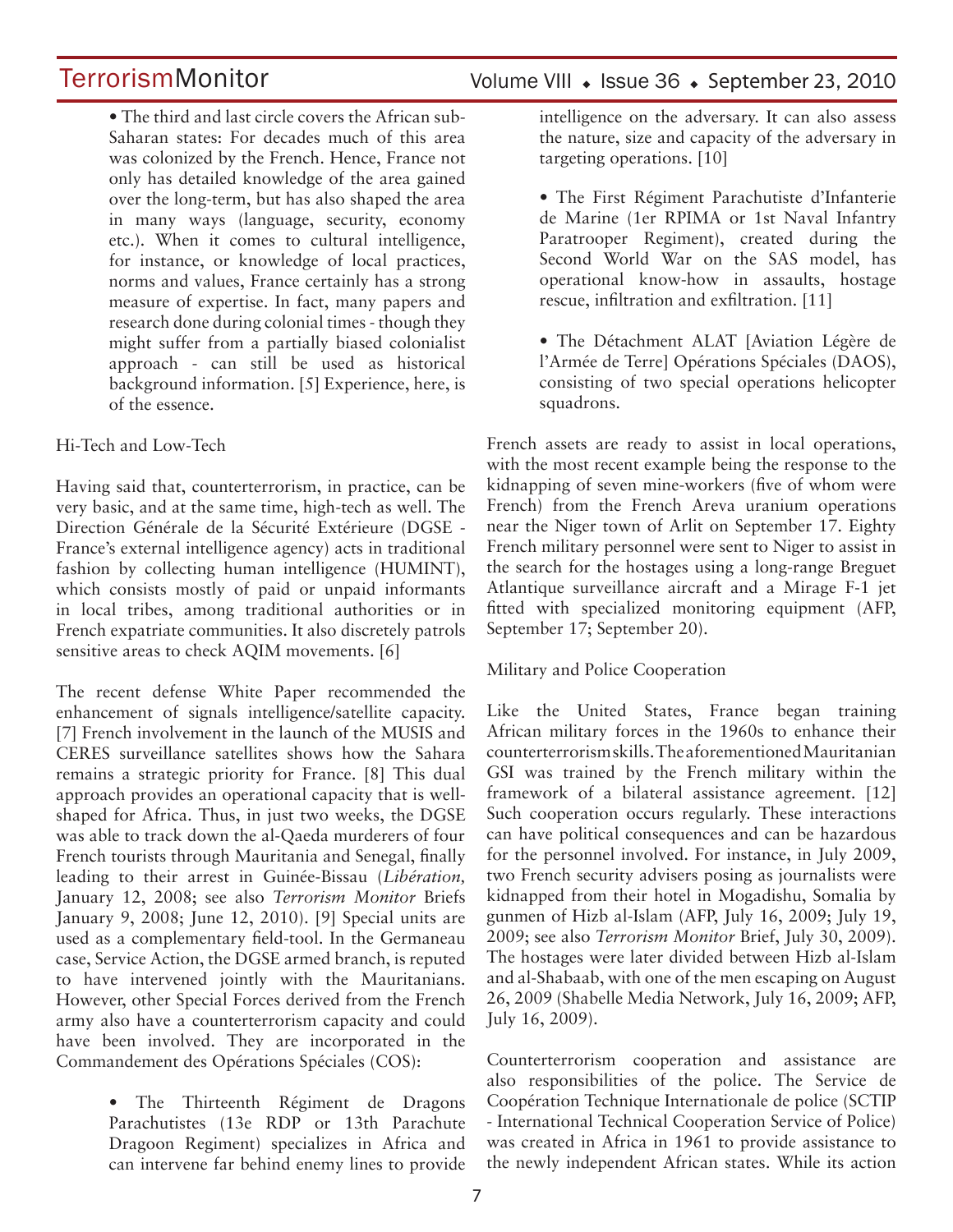- The third and last circle covers the African sub-Saharan states: For decades much of this area was colonized by the French. Hence, France not only has detailed knowledge of the area gained over the long-term, but has also shaped the area in many ways (language, security, economy etc.). When it comes to cultural intelligence, for instance, or knowledge of local practices, norms and values, France certainly has a strong measure of expertise. In fact, many papers and research done during colonial times - though they might suffer from a partially biased colonialist approach - can still be used as historical background information. [5] Experience, here, is of the essence.

Hi-Tech and Low-Tech

Having said that, counterterrorism, in practice, can be very basic, and at the same time, high-tech as well. The Direction Générale de la Sécurité Extérieure (DGSE - France's external intelligence agency) acts in traditional fashion by collecting human intelligence (HUMINT), which consists mostly of paid or unpaid informants in local tribes, among traditional authorities or in French expatriate communities. It also discretely patrols sensitive areas to check AQIM movements. [6]

The recent defense White Paper recommended the enhancement of signals intelligence/satellite capacity. [7] French involvement in the launch of the MUSIS and CERES surveillance satellites shows how the Sahara remains a strategic priority for France. [8] This dual approach provides an operational capacity that is well-shaped for Africa. Thus, in just two weeks, the DGSE was able to track down the al-Qaeda murderers of four French tourists through Mauritania and Senegal, finally leading to their arrest in Guinée-Bissau (*Libération,* January 12, 2008; see also *Terrorism Monitor* Briefs January 9, 2008; June 12, 2010). [9] Special units are used as a complementary field-tool. In the Germaneau case, Service Action, the DGSE armed branch, is reputed to have intervened jointly with the Mauritanians. However, other Special Forces derived from the French army also have a counterterrorism capacity and could have been involved. They are incorporated in the Commandement des Opérations Spéciales (COS):

- The Thirteenth Régiment de Dragons Parachutistes (13e RDP or 13th Parachute Dragoon Regiment) specializes in Africa and can intervene far behind enemy lines to provide intelligence on the adversary. It can also assess the nature, size and capacity of the adversary in targeting operations. [10]

- The First Régiment Parachutiste d'Infanterie de Marine (1er RPIMA or 1st Naval Infantry Paratrooper Regiment), created during the Second World War on the SAS model, has operational know-how in assaults, hostage rescue, infiltration and exfiltration. [11]

- The Détachment ALAT [Aviation Légère de l'Armée de Terre] Opérations Spéciales (DAOS), consisting of two special operations helicopter squadrons.

French assets are ready to assist in local operations, with the most recent example being the response to the kidnapping of seven mine-workers (five of whom were French) from the French Areva uranium operations near the Niger town of Arlit on September 17. Eighty French military personnel were sent to Niger to assist in the search for the hostages using a long-range Breguet Atlantique surveillance aircraft and a Mirage F-1 jet fitted with specialized monitoring equipment (AFP, September 17; September 20).

Military and Police Cooperation

Like the United States, France began training African military forces in the 1960s to enhance their counterterrorism skills. The aforementioned Mauritanian GSI was trained by the French military within the framework of a bilateral assistance agreement. [12] Such cooperation occurs regularly. These interactions can have political consequences and can be hazardous for the personnel involved. For instance, in July 2009, two French security advisers posing as journalists were kidnapped from their hotel in Mogadishu, Somalia by gunmen of Hizb al-Islam (AFP, July 16, 2009; July 19, 2009; see also *Terrorism Monitor* Brief, July 30, 2009). The hostages were later divided between Hizb al-Islam and al-Shabaab, with one of the men escaping on August 26, 2009 (Shabelle Media Network, July 16, 2009; AFP, July 16, 2009).

Counterterrorism cooperation and assistance are also responsibilities of the police. The Service de Coopération Technique Internationale de police (SCTIP - International Technical Cooperation Service of Police) was created in Africa in 1961 to provide assistance to the newly independent African states. While its action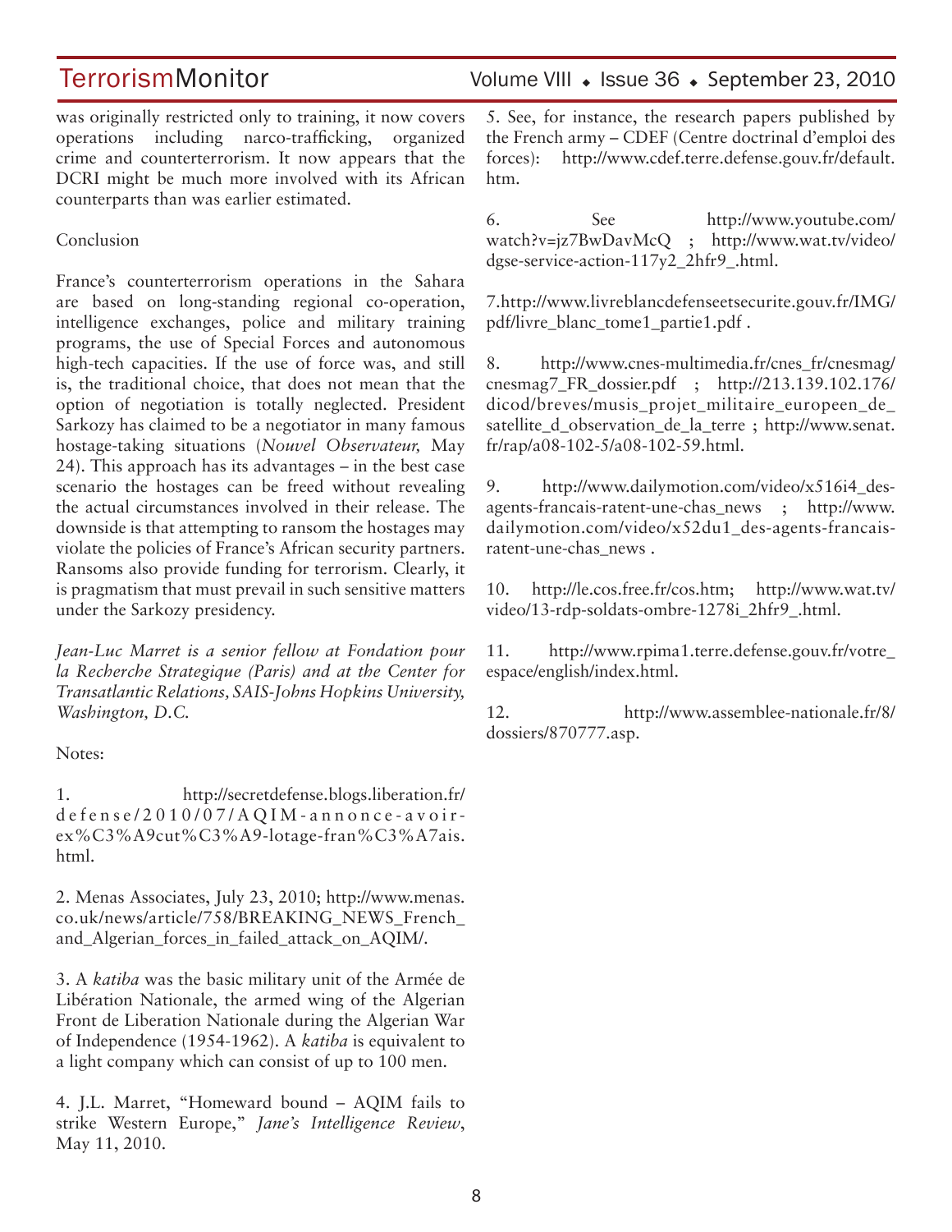was originally restricted only to training, it now covers operations including narco-trafficking, organized crime and counterterrorism. It now appears that the DCRI might be much more involved with its African counterparts than was earlier estimated.

Conclusion

France's counterterrorism operations in the Sahara are based on long-standing regional co-operation, intelligence exchanges, police and military training programs, the use of Special Forces and autonomous high-tech capacities. If the use of force was, and still is, the traditional choice, that does not mean that the option of negotiation is totally neglected. President Sarkozy has claimed to be a negotiator in many famous hostage-taking situations (*Nouvel Observateur,* May 24). This approach has its advantages – in the best case scenario the hostages can be freed without revealing the actual circumstances involved in their release. The downside is that attempting to ransom the hostages may violate the policies of France's African security partners. Ransoms also provide funding for terrorism. Clearly, it is pragmatism that must prevail in such sensitive matters under the Sarkozy presidency.

*Jean-Luc Marret is a senior fellow at Fondation pour la Recherche Strategique (Paris) and at the Center for Transatlantic Relations, SAIS-Johns Hopkins University, Washington, D.C.*

Notes:

1. http://secretdefense.blogs.liberation.fr/defense/2010/07/AQIM-annonce-avoir-ex%C3%A9cut%C3%A9-lotage-fran%C3%A7ais.html.

2. Menas Associates, July 23, 2010; http://www.menas.co.uk/news/article/758/BREAKING_NEWS_French_and_Algerian_forces_in_failed_attack_on_AQIM/.

3. A *katiba* was the basic military unit of the Armée de Libération Nationale, the armed wing of the Algerian Front de Liberation Nationale during the Algerian War of Independence (1954-1962). A *katiba* is equivalent to a light company which can consist of up to 100 men.

4. J.L. Marret, "Homeward bound – AQIM fails to strike Western Europe," *Jane's Intelligence Review*, May 11, 2010.

5. See, for instance, the research papers published by the French army – CDEF (Centre doctrinal d'emploi des forces): http://www.cdef.terre.defense.gouv.fr/default.htm.

6. See http://www.youtube.com/watch?v=jz7BwDavMcQ ; http://www.wat.tv/video/dgse-service-action-117y2_2hfr9_.html.

7. http://www.livreblancdefenseetsecurite.gouv.fr/IMG/pdf/livre_blanc_tome1_partie1.pdf .

8. http://www.cnes-multimedia.fr/cnes_fr/cnesmag/cnesmag7_FR_dossier.pdf ; http://213.139.102.176/dicod/breves/musis_projet_militaire_europeen_de_satellite_d_observation_de_la_terre ; http://www.senat.fr/rap/a08-102-5/a08-102-59.html.

9. http://www.dailymotion.com/video/x516i4_des-agents-francais-ratent-une-chas_news ; http://www.dailymotion.com/video/x52du1_des-agents-francais-ratent-une-chas_news .

10. http://le.cos.free.fr/cos.htm; http://www.wat.tv/video/13-rdp-soldats-ombre-1278i_2hfr9_.html.

11. http://www.rpima1.terre.defense.gouv.fr/votre_espace/english/index.html.

12. http://www.assemblee-nationale.fr/8/dossiers/870777.asp.